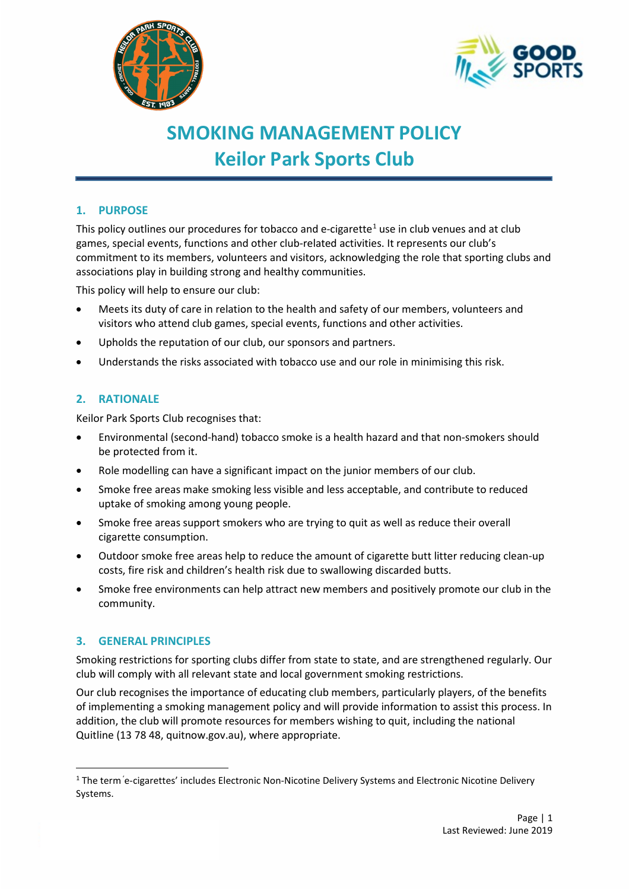# SMOKING MANAGEMENT POLICY
# Keilor Park Sports Club

## 1. PURPOSE

This policy outlines our procedures for tobacco and e-cigarette[1] use in club venues and at club games, special events, functions and other club-related activities. It represents our club's commitment to its members, volunteers and visitors, acknowledging the role that sporting clubs and associations play in building strong and healthy communities.

This policy will help to ensure our club:

- Meets its duty of care in relation to the health and safety of our members, volunteers and visitors who attend club games, special events, functions and other activities.
- Upholds the reputation of our club, our sponsors and partners.
- Understands the risks associated with tobacco use and our role in minimising this risk.

## 2. RATIONALE

Keilor Park Sports Club recognises that:

- Environmental (second-hand) tobacco smoke is a health hazard and that non-smokers should be protected from it.
- Role modelling can have a significant impact on the junior members of our club.
- Smoke free areas make smoking less visible and less acceptable, and contribute to reduced uptake of smoking among young people.
- Smoke free areas support smokers who are trying to quit as well as reduce their overall cigarette consumption.
- Outdoor smoke free areas help to reduce the amount of cigarette butt litter reducing clean-up costs, fire risk and children's health risk due to swallowing discarded butts.
- Smoke free environments can help attract new members and positively promote our club in the community.

## 3. GENERAL PRINCIPLES

Smoking restrictions for sporting clubs differ from state to state, and are strengthened regularly. Our club will comply with all relevant state and local government smoking restrictions.

Our club recognises the importance of educating club members, particularly players, of the benefits of implementing a smoking management policy and will provide information to assist this process. In addition, the club will promote resources for members wishing to quit, including the national Quitline (13 78 48, quitnow.gov.au), where appropriate.

---

[1] The term ´e-cigarettes' includes Electronic Non-Nicotine Delivery Systems and Electronic Nicotine Delivery Systems.

Last Reviewed: June 2019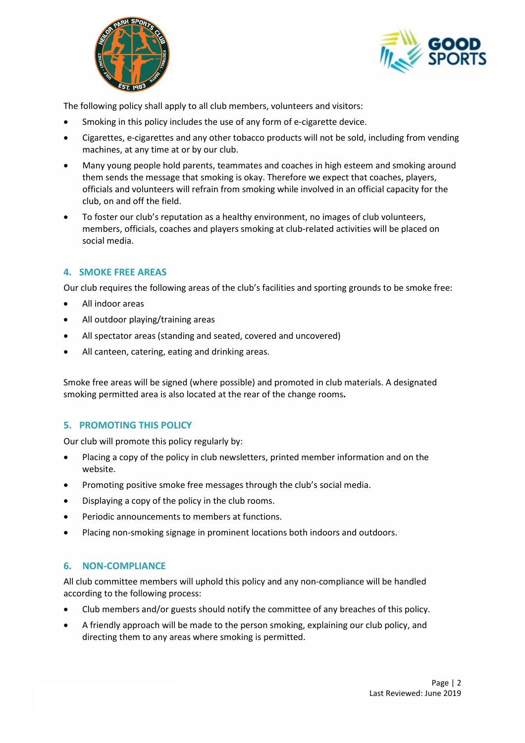The following policy shall apply to all club members, volunteers and visitors:

- Smoking in this policy includes the use of any form of e-cigarette device.
- Cigarettes, e-cigarettes and any other tobacco products will not be sold, including from vending machines, at any time at or by our club.
- Many young people hold parents, teammates and coaches in high esteem and smoking around them sends the message that smoking is okay. Therefore we expect that coaches, players, officials and volunteers will refrain from smoking while involved in an official capacity for the club, on and off the field.
- To foster our club's reputation as a healthy environment, no images of club volunteers, members, officials, coaches and players smoking at club-related activities will be placed on social media.

## 4. SMOKE FREE AREAS

Our club requires the following areas of the club's facilities and sporting grounds to be smoke free:

- All indoor areas
- All outdoor playing/training areas
- All spectator areas (standing and seated, covered and uncovered)
- All canteen, catering, eating and drinking areas.

Smoke free areas will be signed (where possible) and promoted in club materials. A designated smoking permitted area is also located at the rear of the change rooms**.**

## 5. PROMOTING THIS POLICY

Our club will promote this policy regularly by:

- Placing a copy of the policy in club newsletters, printed member information and on the website.
- Promoting positive smoke free messages through the club's social media.
- Displaying a copy of the policy in the club rooms.
- Periodic announcements to members at functions.
- Placing non-smoking signage in prominent locations both indoors and outdoors.

## 6. NON-COMPLIANCE

All club committee members will uphold this policy and any non-compliance will be handled according to the following process:

- Club members and/or guests should notify the committee of any breaches of this policy.
- A friendly approach will be made to the person smoking, explaining our club policy, and directing them to any areas where smoking is permitted.

Last Reviewed: June 2019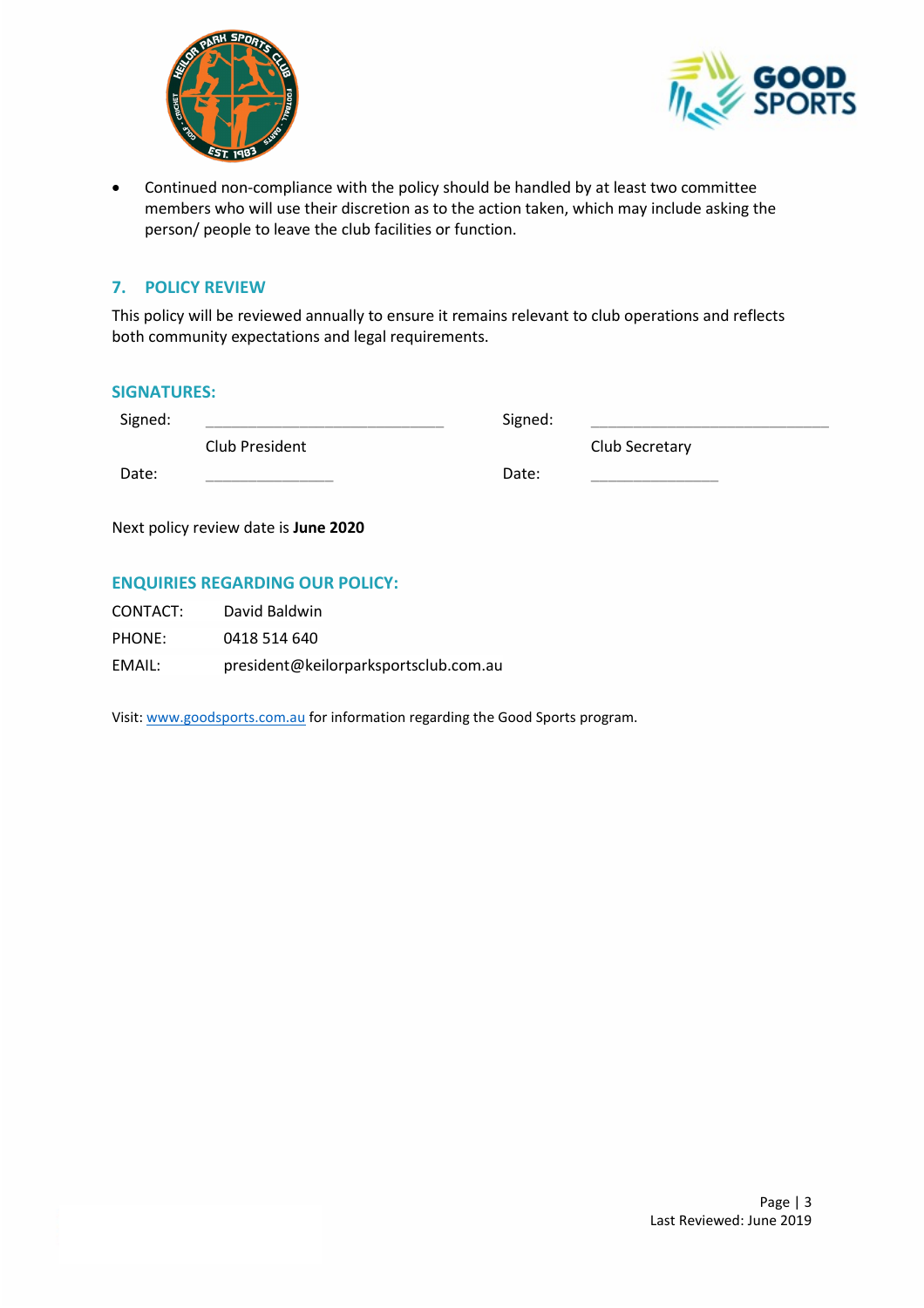- Continued non-compliance with the policy should be handled by at least two committee members who will use their discretion as to the action taken, which may include asking the person/ people to leave the club facilities or function.

## 7. POLICY REVIEW

This policy will be reviewed annually to ensure it remains relevant to club operations and reflects both community expectations and legal requirements.

## SIGNATURES:

| | | | |
|---|---|---|---|
| Signed: | _______________________________ | Signed: | _______________________________ |
| | Club President | | Club Secretary |
| Date: | ________________ | Date: | ________________ |

Next policy review date is **June 2020**

## ENQUIRIES REGARDING OUR POLICY:

| | |
|---|---|
| CONTACT: | David Baldwin |
| PHONE: | 0418 514 640 |
| EMAIL: | president@keilorparksportsclub.com.au |

Visit: www.goodsports.com.au for information regarding the Good Sports program.

Last Reviewed: June 2019